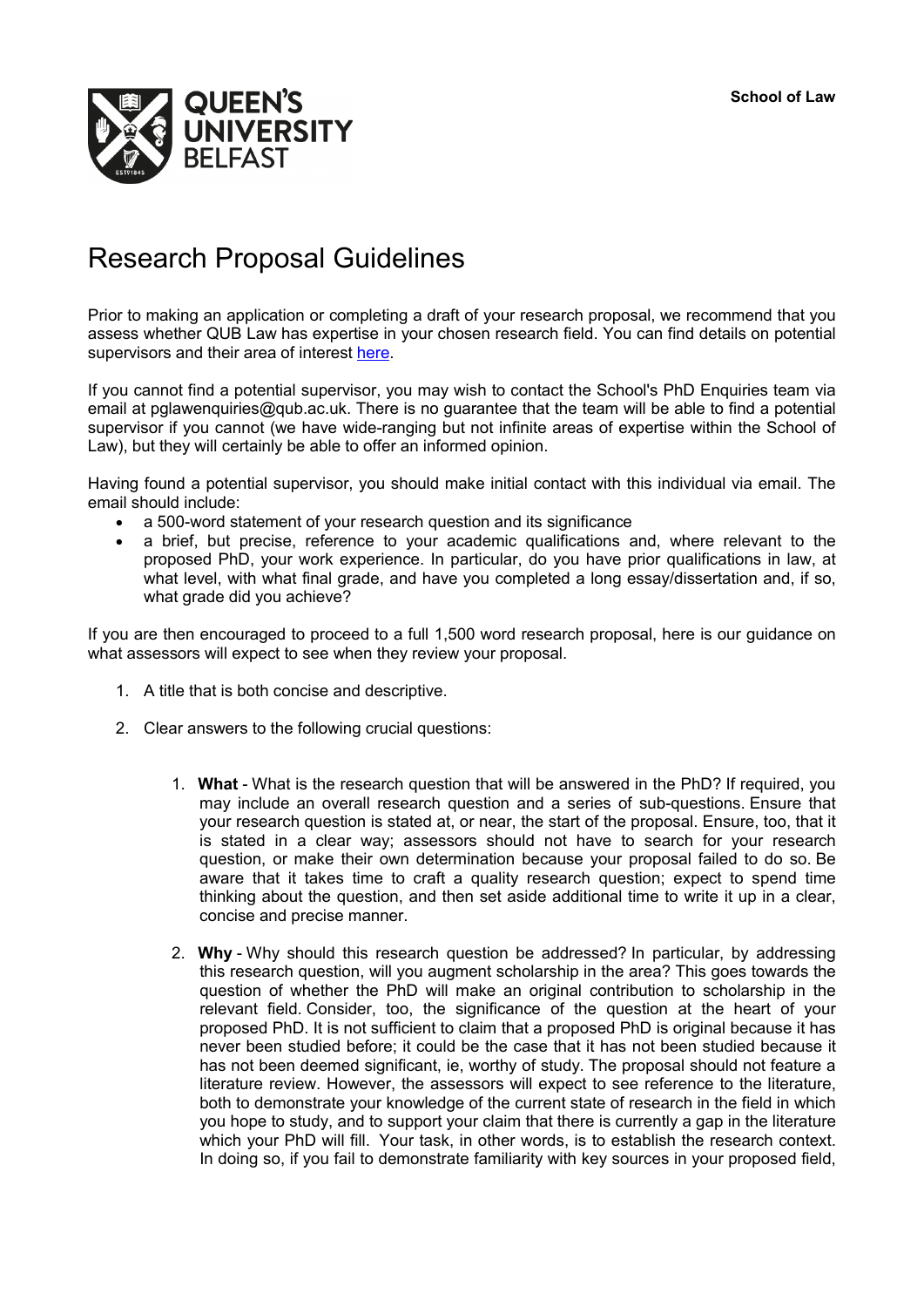School of Law

# Research Proposal Guidelines

Prior to making an application or completing a draft of your research proposal, we recommend that you assess whether QUB Law has expertise in your chosen research field. You can find details on potential supervisors and their area of interest here.

If you cannot find a potential supervisor, you may wish to contact the School's PhD Enquiries team via email at pglawenquiries@qub.ac.uk. There is no guarantee that the team will be able to find a potential supervisor if you cannot (we have wide-ranging but not infinite areas of expertise within the School of Law), but they will certainly be able to offer an informed opinion.

Having found a potential supervisor, you should make initial contact with this individual via email. The email should include:

- a 500-word statement of your research question and its significance
- a brief, but precise, reference to your academic qualifications and, where relevant to the proposed PhD, your work experience. In particular, do you have prior qualifications in law, at what level, with what final grade, and have you completed a long essay/dissertation and, if so, what grade did you achieve?

If you are then encouraged to proceed to a full 1,500 word research proposal, here is our guidance on what assessors will expect to see when they review your proposal.

1. A title that is both concise and descriptive.

2. Clear answers to the following crucial questions:

   1. **What** - What is the research question that will be answered in the PhD? If required, you may include an overall research question and a series of sub-questions. Ensure that your research question is stated at, or near, the start of the proposal. Ensure, too, that it is stated in a clear way; assessors should not have to search for your research question, or make their own determination because your proposal failed to do so. Be aware that it takes time to craft a quality research question; expect to spend time thinking about the question, and then set aside additional time to write it up in a clear, concise and precise manner.

   2. **Why** - Why should this research question be addressed? In particular, by addressing this research question, will you augment scholarship in the area? This goes towards the question of whether the PhD will make an original contribution to scholarship in the relevant field. Consider, too, the significance of the question at the heart of your proposed PhD. It is not sufficient to claim that a proposed PhD is original because it has never been studied before; it could be the case that it has not been studied because it has not been deemed significant, ie, worthy of study. The proposal should not feature a literature review. However, the assessors will expect to see reference to the literature, both to demonstrate your knowledge of the current state of research in the field in which you hope to study, and to support your claim that there is currently a gap in the literature which your PhD will fill. Your task, in other words, is to establish the research context. In doing so, if you fail to demonstrate familiarity with key sources in your proposed field,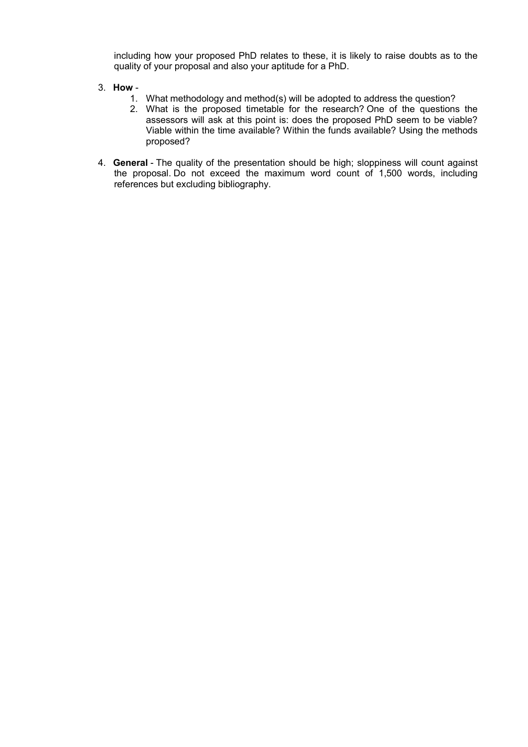including how your proposed PhD relates to these, it is likely to raise doubts as to the quality of your proposal and also your aptitude for a PhD.

3. **How** -
   1. What methodology and method(s) will be adopted to address the question?
   2. What is the proposed timetable for the research? One of the questions the assessors will ask at this point is: does the proposed PhD seem to be viable? Viable within the time available? Within the funds available? Using the methods proposed?

4. **General** - The quality of the presentation should be high; sloppiness will count against the proposal. Do not exceed the maximum word count of 1,500 words, including references but excluding bibliography.